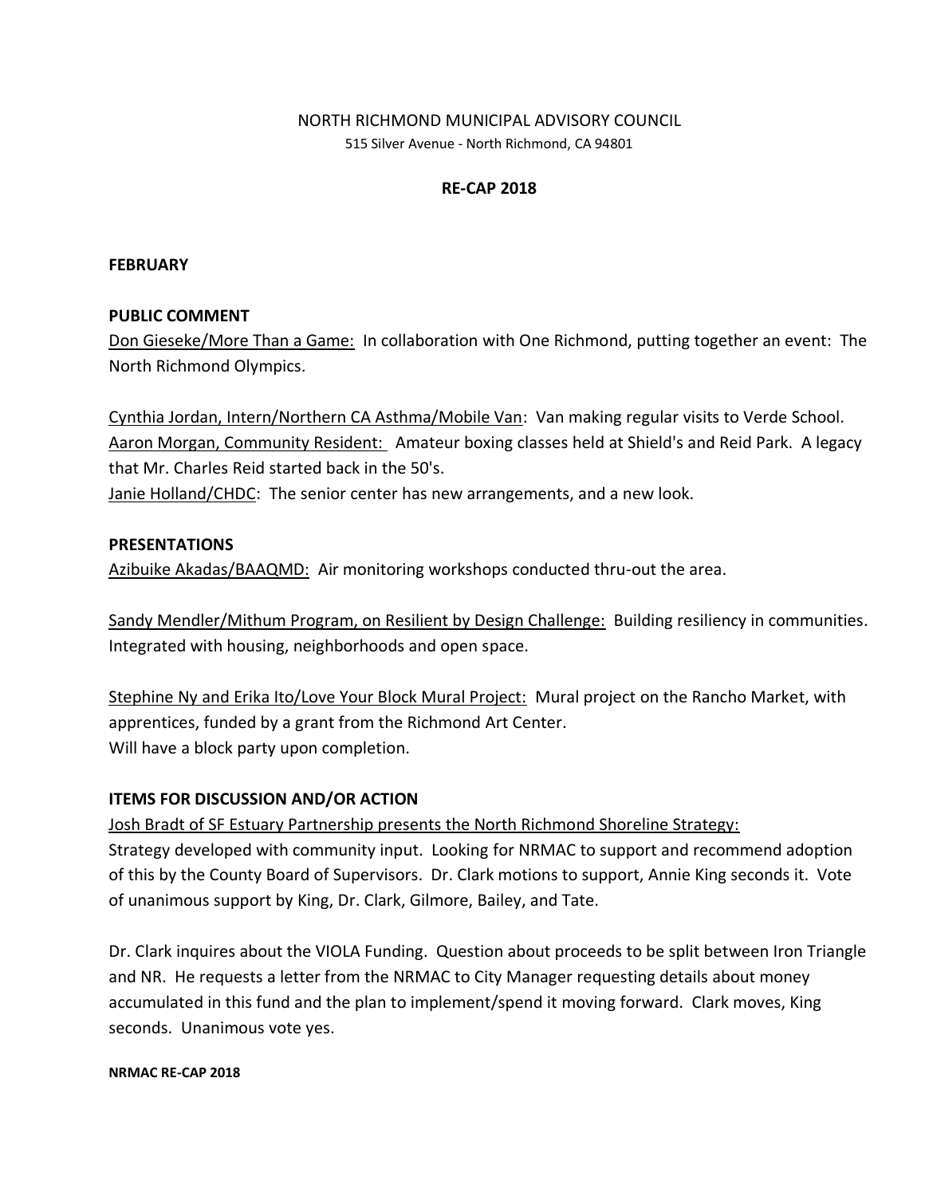NORTH RICHMOND MUNICIPAL ADVISORY COUNCIL

515 Silver Avenue - North Richmond, CA 94801

**RE-CAP 2018**

**FEBRUARY**

**PUBLIC COMMENT**

Don Gieseke/More Than a Game: In collaboration with One Richmond, putting together an event: The North Richmond Olympics.

Cynthia Jordan, Intern/Northern CA Asthma/Mobile Van: Van making regular visits to Verde School.
Aaron Morgan, Community Resident: Amateur boxing classes held at Shield's and Reid Park. A legacy that Mr. Charles Reid started back in the 50's.
Janie Holland/CHDC: The senior center has new arrangements, and a new look.

**PRESENTATIONS**

Azibuike Akadas/BAAQMD: Air monitoring workshops conducted thru-out the area.

Sandy Mendler/Mithum Program, on Resilient by Design Challenge: Building resiliency in communities. Integrated with housing, neighborhoods and open space.

Stephine Ny and Erika Ito/Love Your Block Mural Project: Mural project on the Rancho Market, with apprentices, funded by a grant from the Richmond Art Center.
Will have a block party upon completion.

**ITEMS FOR DISCUSSION AND/OR ACTION**

Josh Bradt of SF Estuary Partnership presents the North Richmond Shoreline Strategy:
Strategy developed with community input. Looking for NRMAC to support and recommend adoption of this by the County Board of Supervisors. Dr. Clark motions to support, Annie King seconds it. Vote of unanimous support by King, Dr. Clark, Gilmore, Bailey, and Tate.

Dr. Clark inquires about the VIOLA Funding. Question about proceeds to be split between Iron Triangle and NR. He requests a letter from the NRMAC to City Manager requesting details about money accumulated in this fund and the plan to implement/spend it moving forward. Clark moves, King seconds. Unanimous vote yes.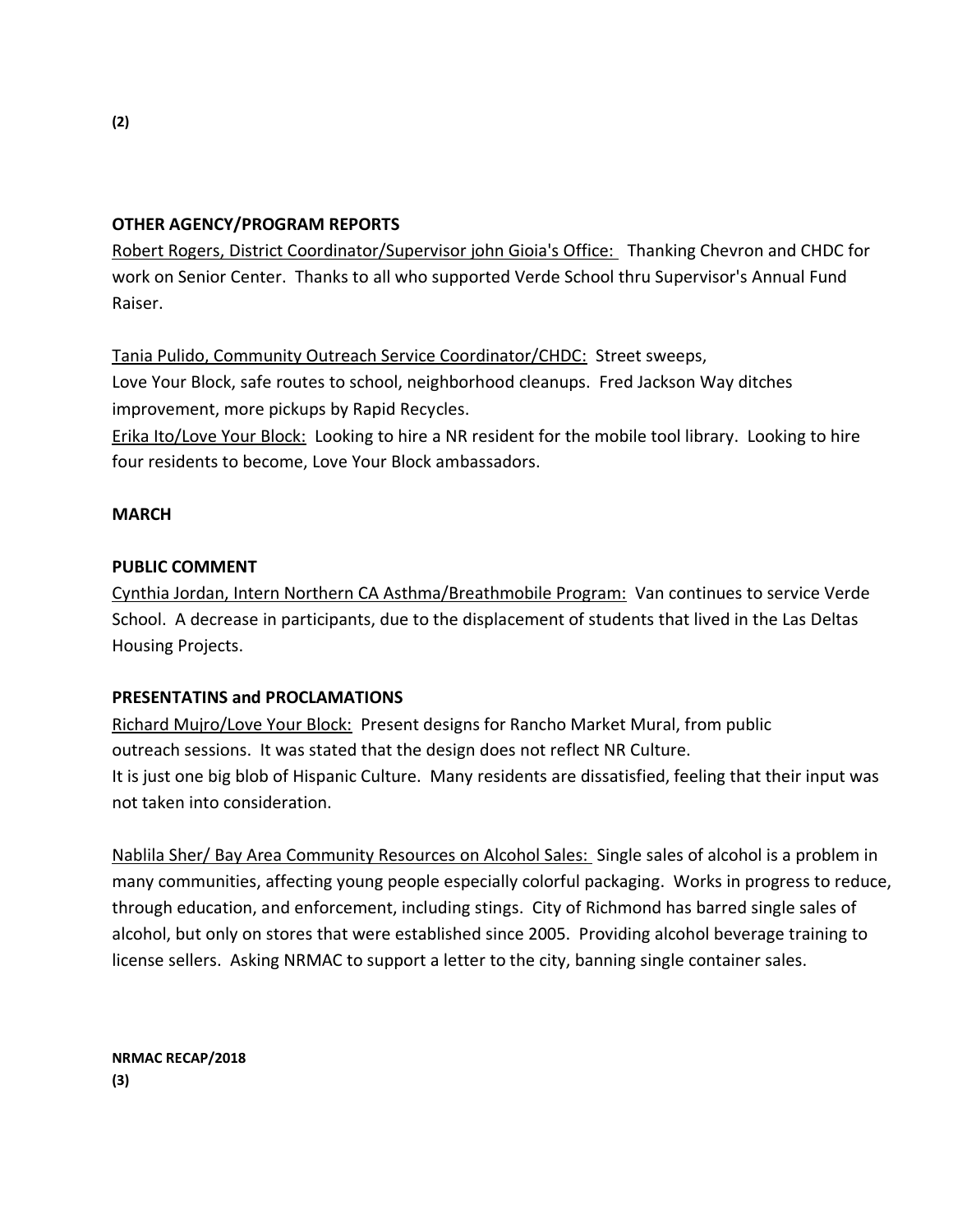**OTHER AGENCY/PROGRAM REPORTS**

Robert Rogers, District Coordinator/Supervisor john Gioia's Office: Thanking Chevron and CHDC for work on Senior Center. Thanks to all who supported Verde School thru Supervisor's Annual Fund Raiser.

Tania Pulido, Community Outreach Service Coordinator/CHDC: Street sweeps, Love Your Block, safe routes to school, neighborhood cleanups. Fred Jackson Way ditches improvement, more pickups by Rapid Recycles.

Erika Ito/Love Your Block: Looking to hire a NR resident for the mobile tool library. Looking to hire four residents to become, Love Your Block ambassadors.

**MARCH**

**PUBLIC COMMENT**

Cynthia Jordan, Intern Northern CA Asthma/Breathmobile Program: Van continues to service Verde School. A decrease in participants, due to the displacement of students that lived in the Las Deltas Housing Projects.

**PRESENTATINS and PROCLAMATIONS**

Richard Mujro/Love Your Block: Present designs for Rancho Market Mural, from public outreach sessions. It was stated that the design does not reflect NR Culture. It is just one big blob of Hispanic Culture. Many residents are dissatisfied, feeling that their input was not taken into consideration.

Nablila Sher/ Bay Area Community Resources on Alcohol Sales: Single sales of alcohol is a problem in many communities, affecting young people especially colorful packaging. Works in progress to reduce, through education, and enforcement, including stings. City of Richmond has barred single sales of alcohol, but only on stores that were established since 2005. Providing alcohol beverage training to license sellers. Asking NRMAC to support a letter to the city, banning single container sales.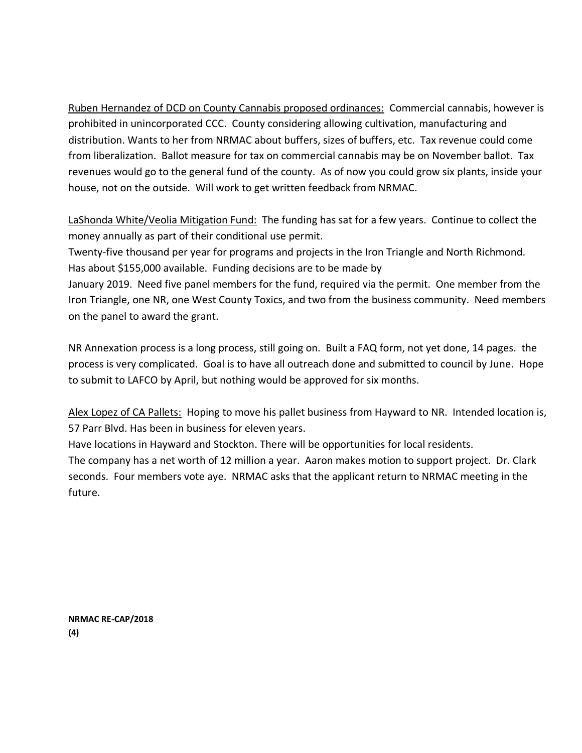Ruben Hernandez of DCD on County Cannabis proposed ordinances: Commercial cannabis, however is prohibited in unincorporated CCC. County considering allowing cultivation, manufacturing and distribution. Wants to her from NRMAC about buffers, sizes of buffers, etc. Tax revenue could come from liberalization. Ballot measure for tax on commercial cannabis may be on November ballot. Tax revenues would go to the general fund of the county. As of now you could grow six plants, inside your house, not on the outside. Will work to get written feedback from NRMAC.

LaShonda White/Veolia Mitigation Fund: The funding has sat for a few years. Continue to collect the money annually as part of their conditional use permit.
Twenty-five thousand per year for programs and projects in the Iron Triangle and North Richmond. Has about $155,000 available. Funding decisions are to be made by
January 2019. Need five panel members for the fund, required via the permit. One member from the Iron Triangle, one NR, one West County Toxics, and two from the business community. Need members on the panel to award the grant.

NR Annexation process is a long process, still going on. Built a FAQ form, not yet done, 14 pages. the process is very complicated. Goal is to have all outreach done and submitted to council by June. Hope to submit to LAFCO by April, but nothing would be approved for six months.

Alex Lopez of CA Pallets: Hoping to move his pallet business from Hayward to NR. Intended location is, 57 Parr Blvd. Has been in business for eleven years.
Have locations in Hayward and Stockton. There will be opportunities for local residents.
The company has a net worth of 12 million a year. Aaron makes motion to support project. Dr. Clark seconds. Four members vote aye. NRMAC asks that the applicant return to NRMAC meeting in the future.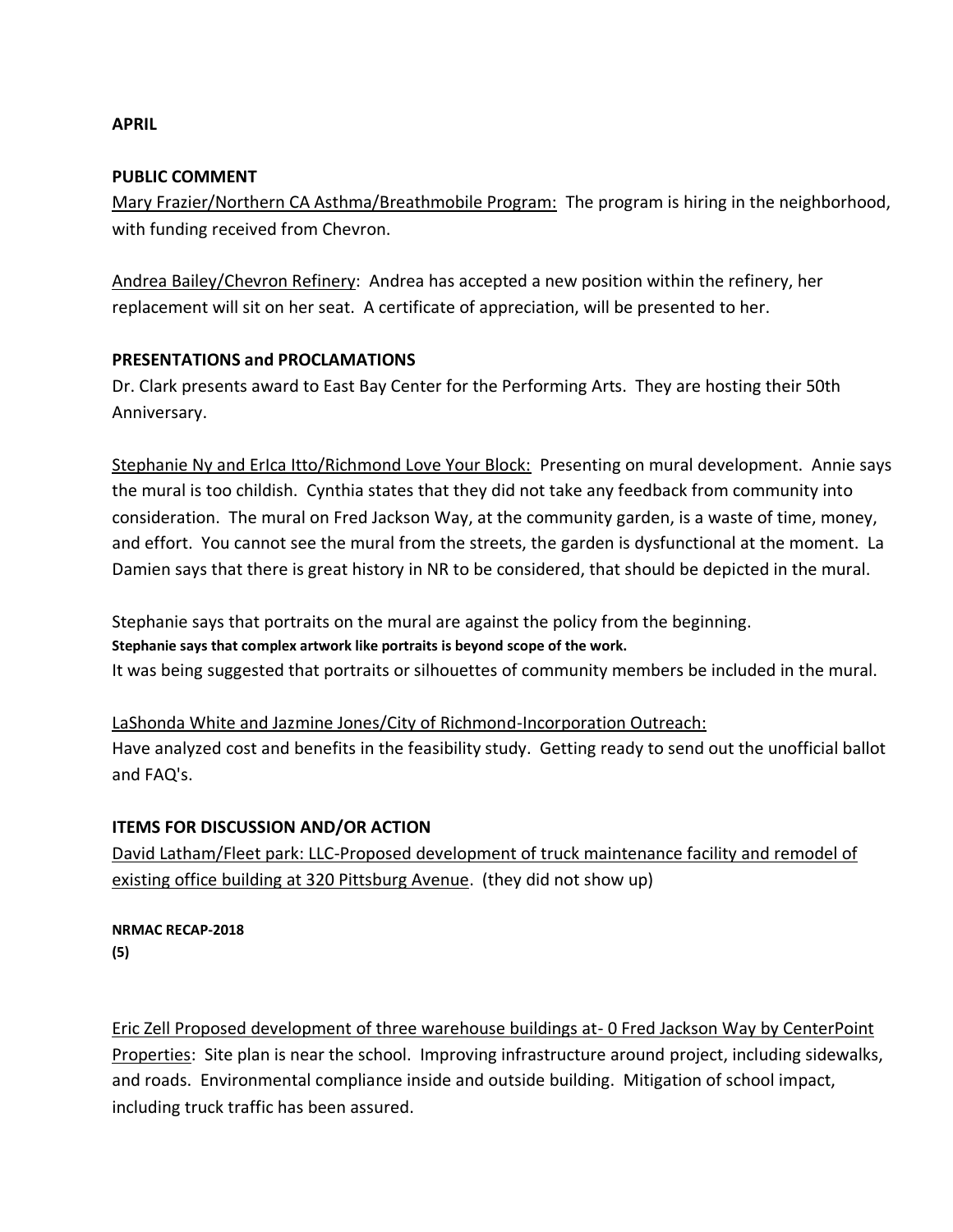**APRIL**

**PUBLIC COMMENT**

Mary Frazier/Northern CA Asthma/Breathmobile Program: The program is hiring in the neighborhood, with funding received from Chevron.

Andrea Bailey/Chevron Refinery: Andrea has accepted a new position within the refinery, her replacement will sit on her seat. A certificate of appreciation, will be presented to her.

**PRESENTATIONS and PROCLAMATIONS**

Dr. Clark presents award to East Bay Center for the Performing Arts. They are hosting their 50th Anniversary.

Stephanie Ny and ErIca Itto/Richmond Love Your Block: Presenting on mural development. Annie says the mural is too childish. Cynthia states that they did not take any feedback from community into consideration. The mural on Fred Jackson Way, at the community garden, is a waste of time, money, and effort. You cannot see the mural from the streets, the garden is dysfunctional at the moment. La Damien says that there is great history in NR to be considered, that should be depicted in the mural.

Stephanie says that portraits on the mural are against the policy from the beginning.
**Stephanie says that complex artwork like portraits is beyond scope of the work.**
It was being suggested that portraits or silhouettes of community members be included in the mural.

LaShonda White and Jazmine Jones/City of Richmond-Incorporation Outreach:
Have analyzed cost and benefits in the feasibility study. Getting ready to send out the unofficial ballot and FAQ's.

**ITEMS FOR DISCUSSION AND/OR ACTION**

David Latham/Fleet park: LLC-Proposed development of truck maintenance facility and remodel of existing office building at 320 Pittsburg Avenue. (they did not show up)

Eric Zell Proposed development of three warehouse buildings at- 0 Fred Jackson Way by CenterPoint Properties: Site plan is near the school. Improving infrastructure around project, including sidewalks, and roads. Environmental compliance inside and outside building. Mitigation of school impact, including truck traffic has been assured.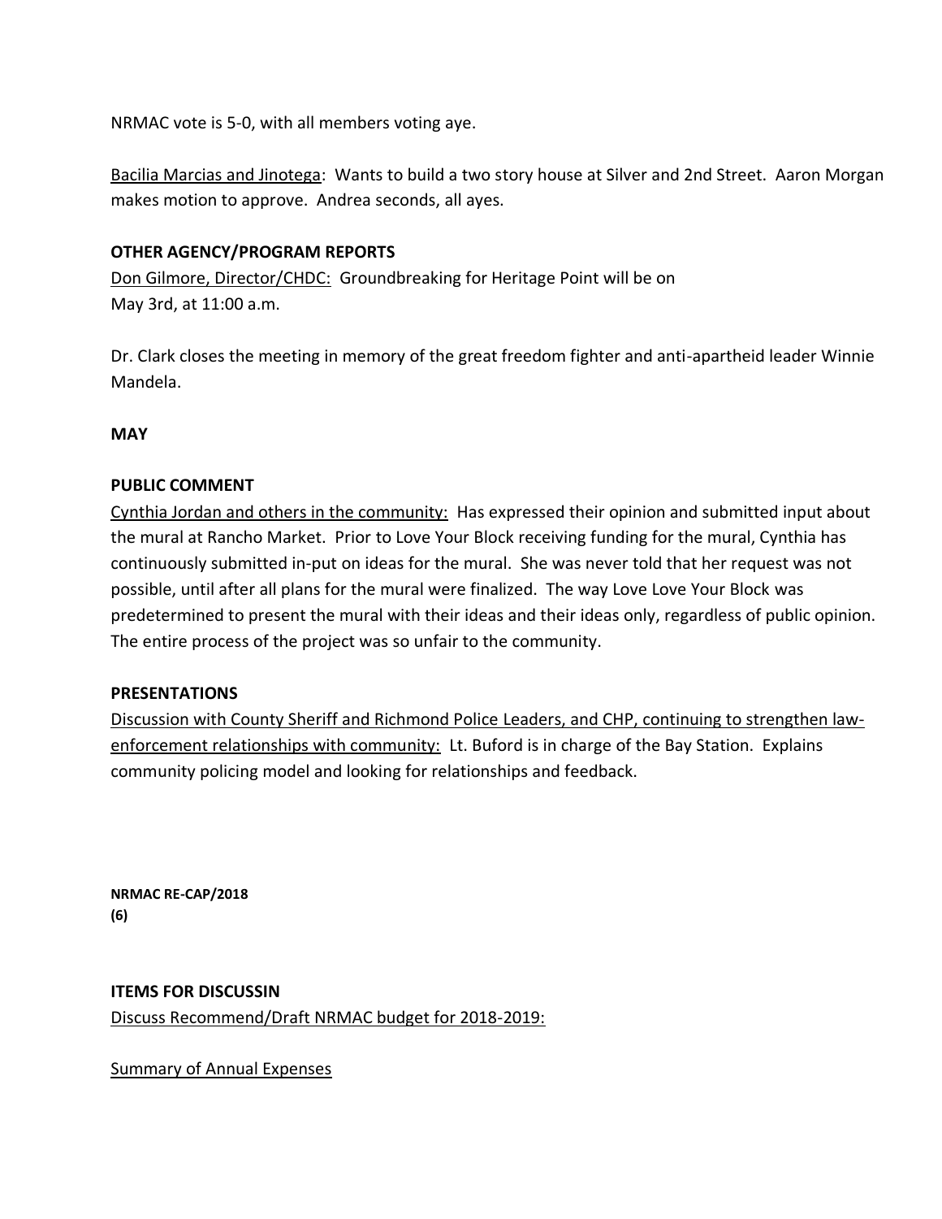NRMAC vote is 5-0, with all members voting aye.

<u>Bacilia Marcias and Jinotega</u>: Wants to build a two story house at Silver and 2nd Street. Aaron Morgan makes motion to approve. Andrea seconds, all ayes.

**OTHER AGENCY/PROGRAM REPORTS**

<u>Don Gilmore, Director/CHDC:</u> Groundbreaking for Heritage Point will be on May 3rd, at 11:00 a.m.

Dr. Clark closes the meeting in memory of the great freedom fighter and anti-apartheid leader Winnie Mandela.

**MAY**

**PUBLIC COMMENT**

<u>Cynthia Jordan and others in the community:</u> Has expressed their opinion and submitted input about the mural at Rancho Market. Prior to Love Your Block receiving funding for the mural, Cynthia has continuously submitted in-put on ideas for the mural. She was never told that her request was not possible, until after all plans for the mural were finalized. The way Love Love Your Block was predetermined to present the mural with their ideas and their ideas only, regardless of public opinion. The entire process of the project was so unfair to the community.

**PRESENTATIONS**

<u>Discussion with County Sheriff and Richmond Police Leaders, and CHP, continuing to strengthen law-enforcement relationships with community:</u> Lt. Buford is in charge of the Bay Station. Explains community policing model and looking for relationships and feedback.

**ITEMS FOR DISCUSSIN**

<u>Discuss Recommend/Draft NRMAC budget for 2018-2019:</u>

<u>Summary of Annual Expenses</u>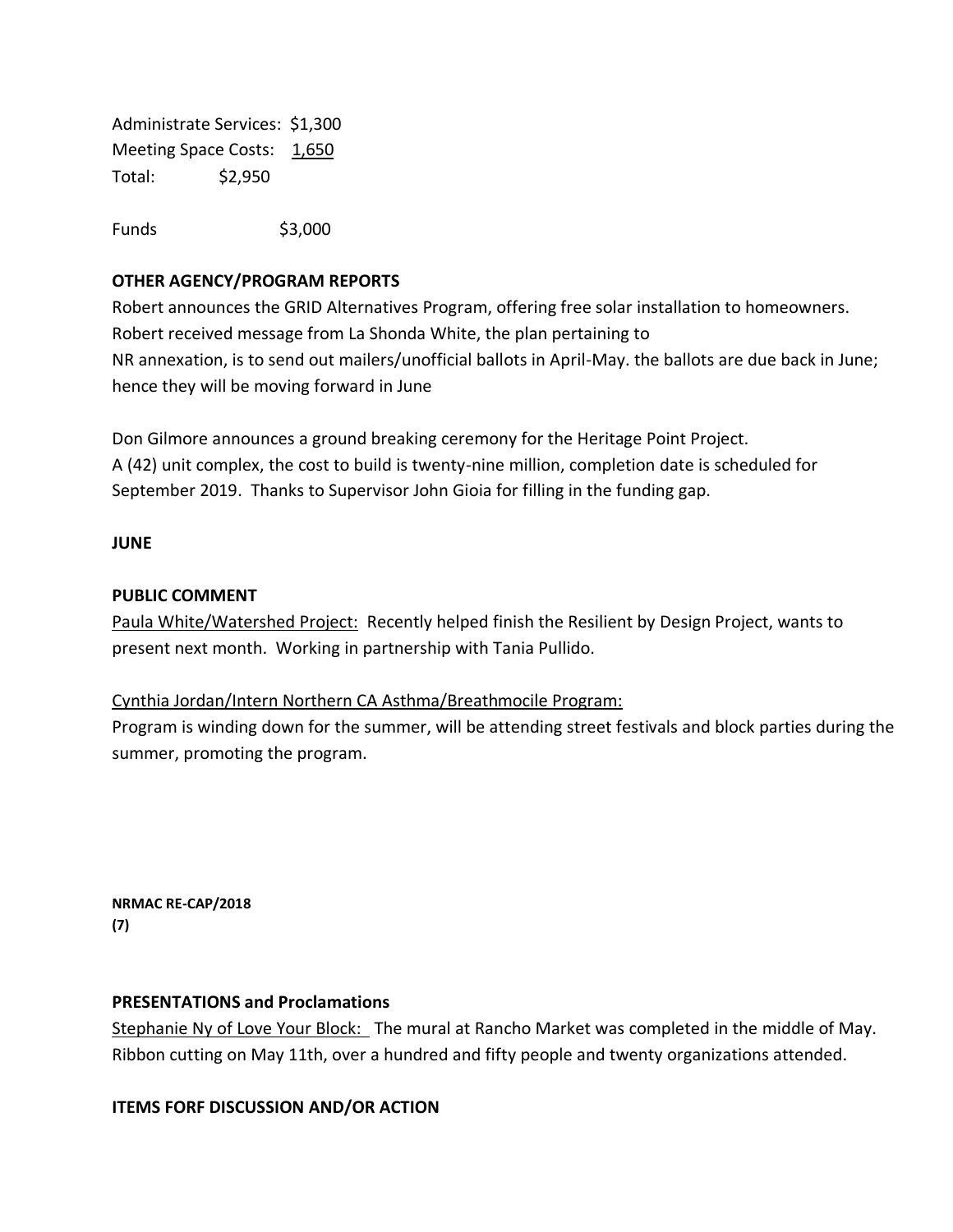Administrate Services: $1,300
Meeting Space Costs: 1,650
Total: $2,950

Funds $3,000

**OTHER AGENCY/PROGRAM REPORTS**

Robert announces the GRID Alternatives Program, offering free solar installation to homeowners. Robert received message from La Shonda White, the plan pertaining to NR annexation, is to send out mailers/unofficial ballots in April-May. the ballots are due back in June; hence they will be moving forward in June

Don Gilmore announces a ground breaking ceremony for the Heritage Point Project. A (42) unit complex, the cost to build is twenty-nine million, completion date is scheduled for September 2019. Thanks to Supervisor John Gioia for filling in the funding gap.

**JUNE**

**PUBLIC COMMENT**

Paula White/Watershed Project: Recently helped finish the Resilient by Design Project, wants to present next month. Working in partnership with Tania Pullido.

Cynthia Jordan/Intern Northern CA Asthma/Breathmocile Program:
Program is winding down for the summer, will be attending street festivals and block parties during the summer, promoting the program.

**NRMAC RE-CAP/2018**
**(7)**

**PRESENTATIONS and Proclamations**

Stephanie Ny of Love Your Block: The mural at Rancho Market was completed in the middle of May. Ribbon cutting on May 11th, over a hundred and fifty people and twenty organizations attended.

**ITEMS FORF DISCUSSION AND/OR ACTION**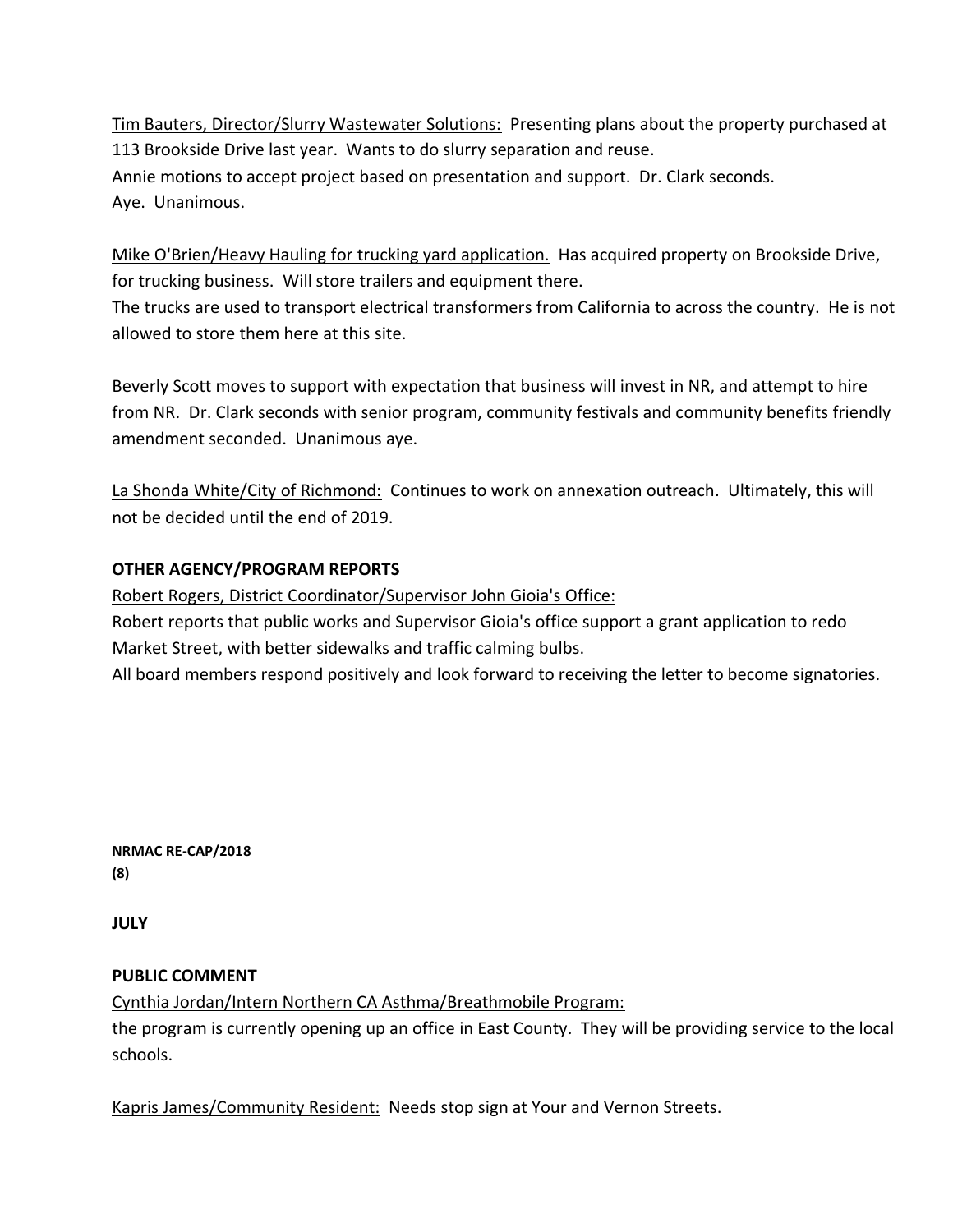Tim Bauters, Director/Slurry Wastewater Solutions: Presenting plans about the property purchased at 113 Brookside Drive last year. Wants to do slurry separation and reuse.
Annie motions to accept project based on presentation and support. Dr. Clark seconds.
Aye. Unanimous.

Mike O'Brien/Heavy Hauling for trucking yard application. Has acquired property on Brookside Drive, for trucking business. Will store trailers and equipment there.
The trucks are used to transport electrical transformers from California to across the country. He is not allowed to store them here at this site.

Beverly Scott moves to support with expectation that business will invest in NR, and attempt to hire from NR. Dr. Clark seconds with senior program, community festivals and community benefits friendly amendment seconded. Unanimous aye.

La Shonda White/City of Richmond: Continues to work on annexation outreach. Ultimately, this will not be decided until the end of 2019.

**OTHER AGENCY/PROGRAM REPORTS**

Robert Rogers, District Coordinator/Supervisor John Gioia's Office:
Robert reports that public works and Supervisor Gioia's office support a grant application to redo Market Street, with better sidewalks and traffic calming bulbs.
All board members respond positively and look forward to receiving the letter to become signatories.

**NRMAC RE-CAP/2018**
**(8)**

**JULY**

**PUBLIC COMMENT**

Cynthia Jordan/Intern Northern CA Asthma/Breathmobile Program:
the program is currently opening up an office in East County. They will be providing service to the local schools.

Kapris James/Community Resident: Needs stop sign at Your and Vernon Streets.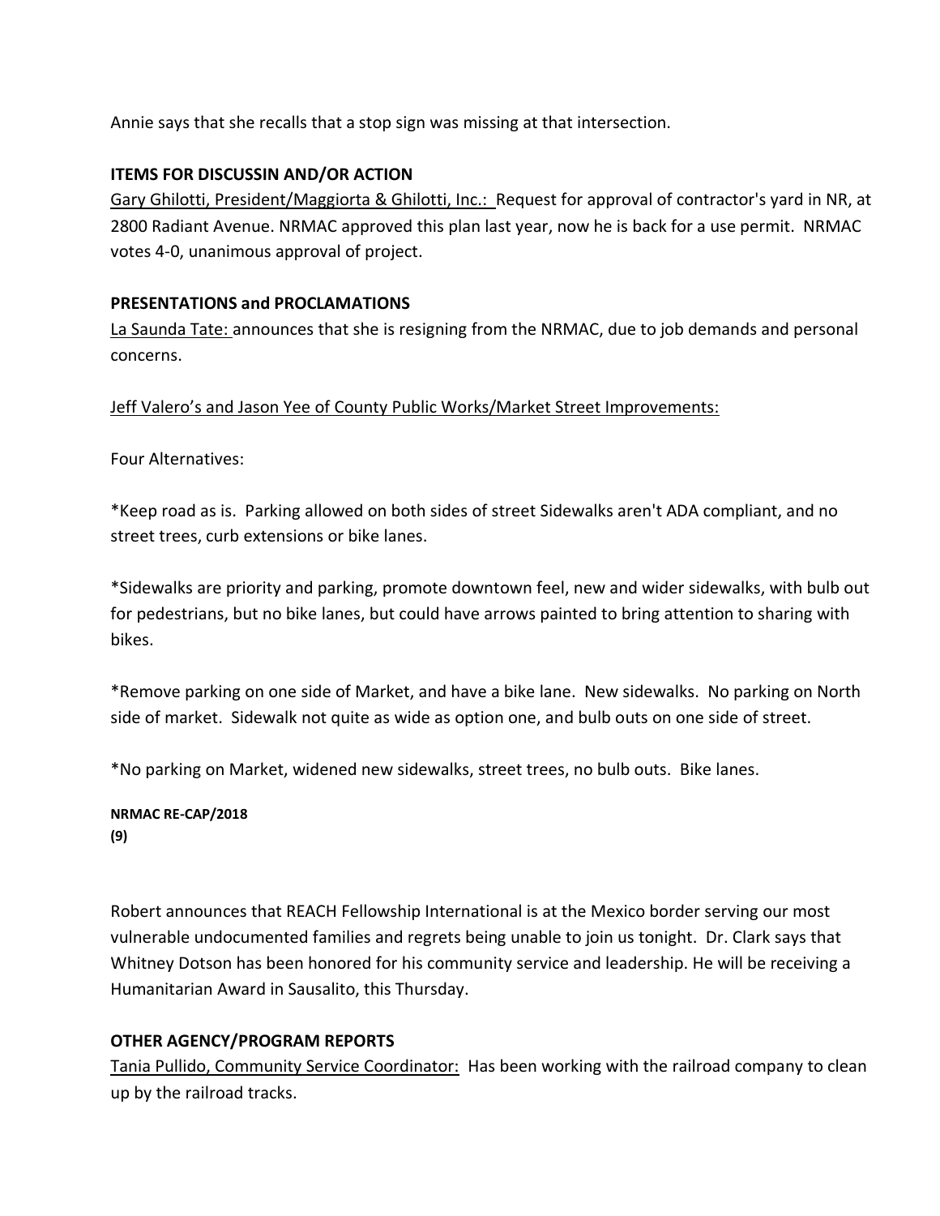Annie says that she recalls that a stop sign was missing at that intersection.

**ITEMS FOR DISCUSSIN AND/OR ACTION**

Gary Ghilotti, President/Maggiorta & Ghilotti, Inc.: Request for approval of contractor's yard in NR, at 2800 Radiant Avenue. NRMAC approved this plan last year, now he is back for a use permit. NRMAC votes 4-0, unanimous approval of project.

**PRESENTATIONS and PROCLAMATIONS**

La Saunda Tate: announces that she is resigning from the NRMAC, due to job demands and personal concerns.

Jeff Valero's and Jason Yee of County Public Works/Market Street Improvements:

Four Alternatives:

*Keep road as is. Parking allowed on both sides of street Sidewalks aren't ADA compliant, and no street trees, curb extensions or bike lanes.

*Sidewalks are priority and parking, promote downtown feel, new and wider sidewalks, with bulb out for pedestrians, but no bike lanes, but could have arrows painted to bring attention to sharing with bikes.

*Remove parking on one side of Market, and have a bike lane. New sidewalks. No parking on North side of market. Sidewalk not quite as wide as option one, and bulb outs on one side of street.

*No parking on Market, widened new sidewalks, street trees, no bulb outs. Bike lanes.

Robert announces that REACH Fellowship International is at the Mexico border serving our most vulnerable undocumented families and regrets being unable to join us tonight. Dr. Clark says that Whitney Dotson has been honored for his community service and leadership. He will be receiving a Humanitarian Award in Sausalito, this Thursday.

**OTHER AGENCY/PROGRAM REPORTS**

Tania Pullido, Community Service Coordinator: Has been working with the railroad company to clean up by the railroad tracks.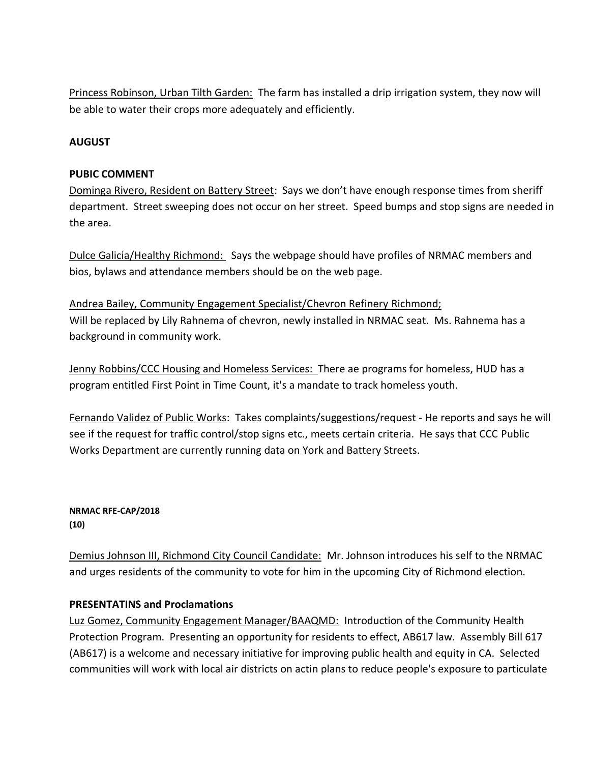<u>Princess Robinson, Urban Tilth Garden:</u> The farm has installed a drip irrigation system, they now will be able to water their crops more adequately and efficiently.

**AUGUST**

**PUBIC COMMENT**

<u>Dominga Rivero, Resident on Battery Street</u>: Says we don't have enough response times from sheriff department. Street sweeping does not occur on her street. Speed bumps and stop signs are needed in the area.

<u>Dulce Galicia/Healthy Richmond:</u> Says the webpage should have profiles of NRMAC members and bios, bylaws and attendance members should be on the web page.

<u>Andrea Bailey, Community Engagement Specialist/Chevron Refinery Richmond;</u>
Will be replaced by Lily Rahnema of chevron, newly installed in NRMAC seat. Ms. Rahnema has a background in community work.

<u>Jenny Robbins/CCC Housing and Homeless Services:</u> There ae programs for homeless, HUD has a program entitled First Point in Time Count, it's a mandate to track homeless youth.

<u>Fernando Validez of Public Works</u>: Takes complaints/suggestions/request - He reports and says he will see if the request for traffic control/stop signs etc., meets certain criteria. He says that CCC Public Works Department are currently running data on York and Battery Streets.

<u>Demius Johnson III, Richmond City Council Candidate:</u> Mr. Johnson introduces his self to the NRMAC and urges residents of the community to vote for him in the upcoming City of Richmond election.

**PRESENTATINS and Proclamations**

<u>Luz Gomez, Community Engagement Manager/BAAQMD:</u> Introduction of the Community Health Protection Program. Presenting an opportunity for residents to effect, AB617 law. Assembly Bill 617 (AB617) is a welcome and necessary initiative for improving public health and equity in CA. Selected communities will work with local air districts on actin plans to reduce people's exposure to particulate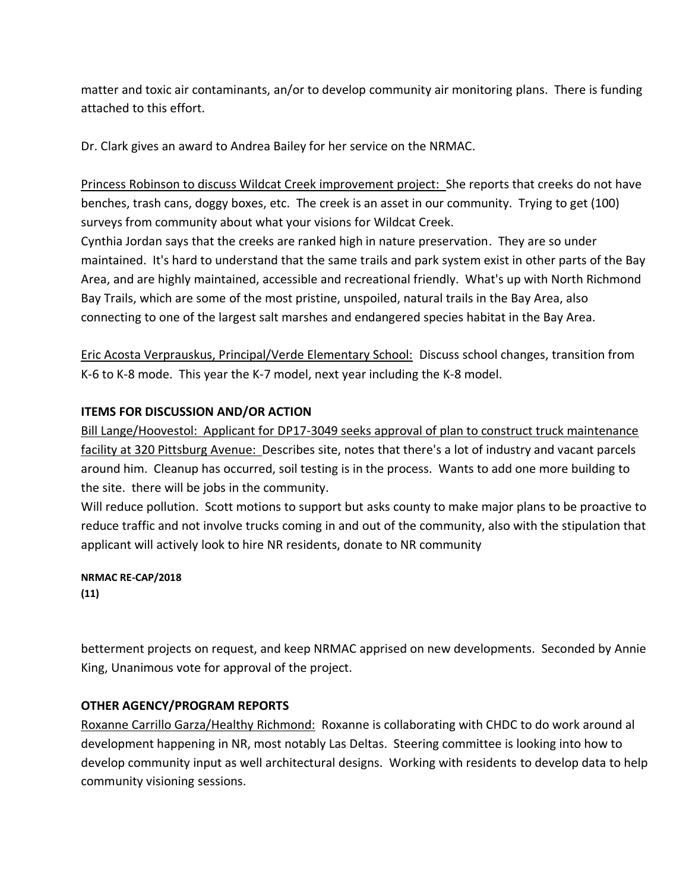matter and toxic air contaminants, an/or to develop community air monitoring plans. There is funding attached to this effort.

Dr. Clark gives an award to Andrea Bailey for her service on the NRMAC.

Princess Robinson to discuss Wildcat Creek improvement project: She reports that creeks do not have benches, trash cans, doggy boxes, etc. The creek is an asset in our community. Trying to get (100) surveys from community about what your visions for Wildcat Creek.

Cynthia Jordan says that the creeks are ranked high in nature preservation. They are so under maintained. It's hard to understand that the same trails and park system exist in other parts of the Bay Area, and are highly maintained, accessible and recreational friendly. What's up with North Richmond Bay Trails, which are some of the most pristine, unspoiled, natural trails in the Bay Area, also connecting to one of the largest salt marshes and endangered species habitat in the Bay Area.

Eric Acosta Verprauskus, Principal/Verde Elementary School: Discuss school changes, transition from K-6 to K-8 mode. This year the K-7 model, next year including the K-8 model.

**ITEMS FOR DISCUSSION AND/OR ACTION**

Bill Lange/Hoovestol: Applicant for DP17-3049 seeks approval of plan to construct truck maintenance facility at 320 Pittsburg Avenue: Describes site, notes that there's a lot of industry and vacant parcels around him. Cleanup has occurred, soil testing is in the process. Wants to add one more building to the site. there will be jobs in the community.

Will reduce pollution. Scott motions to support but asks county to make major plans to be proactive to reduce traffic and not involve trucks coming in and out of the community, also with the stipulation that applicant will actively look to hire NR residents, donate to NR community betterment projects on request, and keep NRMAC apprised on new developments. Seconded by Annie King, Unanimous vote for approval of the project.

**OTHER AGENCY/PROGRAM REPORTS**

Roxanne Carrillo Garza/Healthy Richmond: Roxanne is collaborating with CHDC to do work around al development happening in NR, most notably Las Deltas. Steering committee is looking into how to develop community input as well architectural designs. Working with residents to develop data to help community visioning sessions.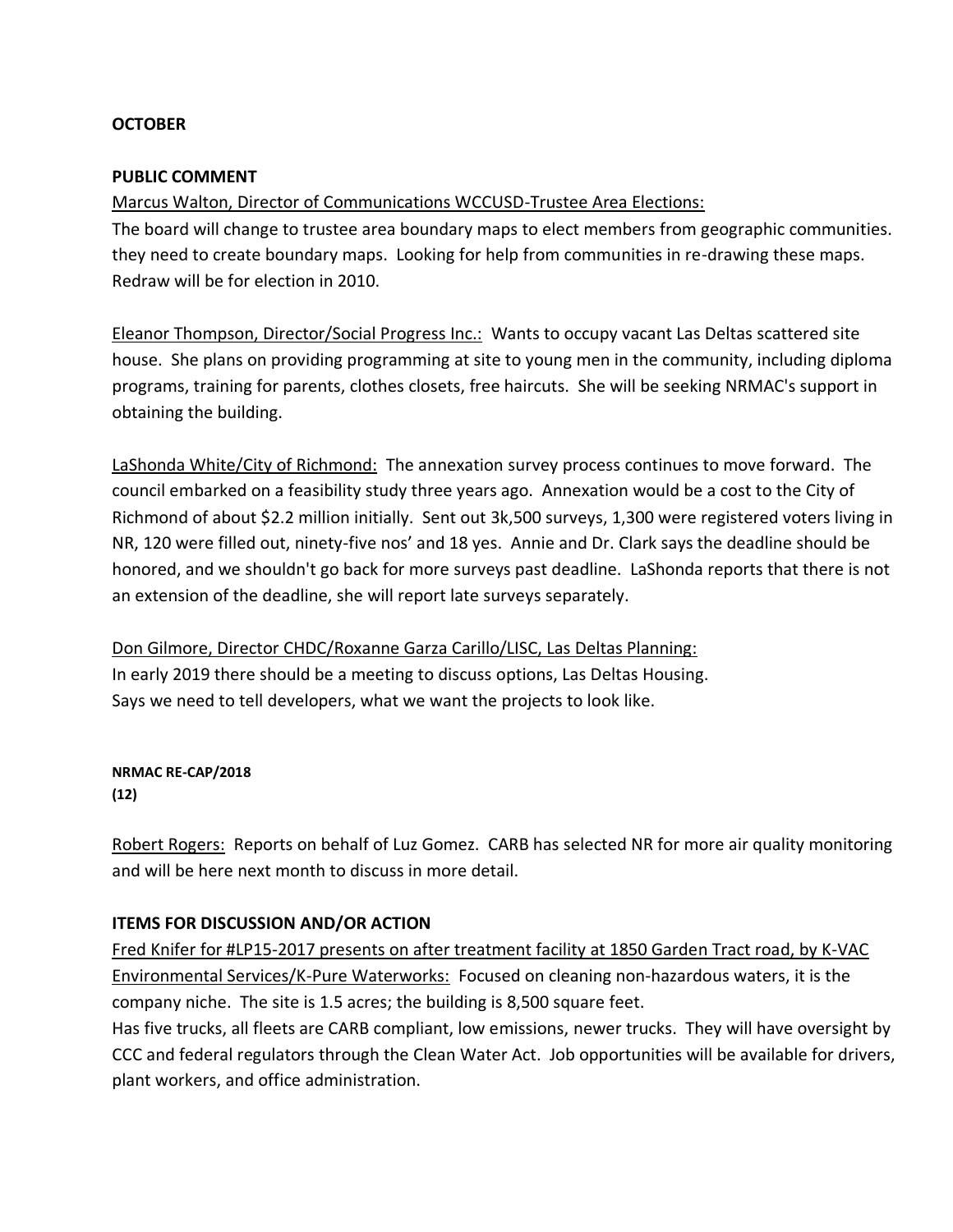**OCTOBER**

**PUBLIC COMMENT**

Marcus Walton, Director of Communications WCCUSD-Trustee Area Elections:
The board will change to trustee area boundary maps to elect members from geographic communities. they need to create boundary maps. Looking for help from communities in re-drawing these maps. Redraw will be for election in 2010.

Eleanor Thompson, Director/Social Progress Inc.: Wants to occupy vacant Las Deltas scattered site house. She plans on providing programming at site to young men in the community, including diploma programs, training for parents, clothes closets, free haircuts. She will be seeking NRMAC's support in obtaining the building.

LaShonda White/City of Richmond: The annexation survey process continues to move forward. The council embarked on a feasibility study three years ago. Annexation would be a cost to the City of Richmond of about $2.2 million initially. Sent out 3k,500 surveys, 1,300 were registered voters living in NR, 120 were filled out, ninety-five nos' and 18 yes. Annie and Dr. Clark says the deadline should be honored, and we shouldn't go back for more surveys past deadline. LaShonda reports that there is not an extension of the deadline, she will report late surveys separately.

Don Gilmore, Director CHDC/Roxanne Garza Carillo/LISC, Las Deltas Planning:
In early 2019 there should be a meeting to discuss options, Las Deltas Housing.
Says we need to tell developers, what we want the projects to look like.

Robert Rogers: Reports on behalf of Luz Gomez. CARB has selected NR for more air quality monitoring and will be here next month to discuss in more detail.

**ITEMS FOR DISCUSSION AND/OR ACTION**

Fred Knifer for #LP15-2017 presents on after treatment facility at 1850 Garden Tract road, by K-VAC Environmental Services/K-Pure Waterworks: Focused on cleaning non-hazardous waters, it is the company niche. The site is 1.5 acres; the building is 8,500 square feet.
Has five trucks, all fleets are CARB compliant, low emissions, newer trucks. They will have oversight by CCC and federal regulators through the Clean Water Act. Job opportunities will be available for drivers, plant workers, and office administration.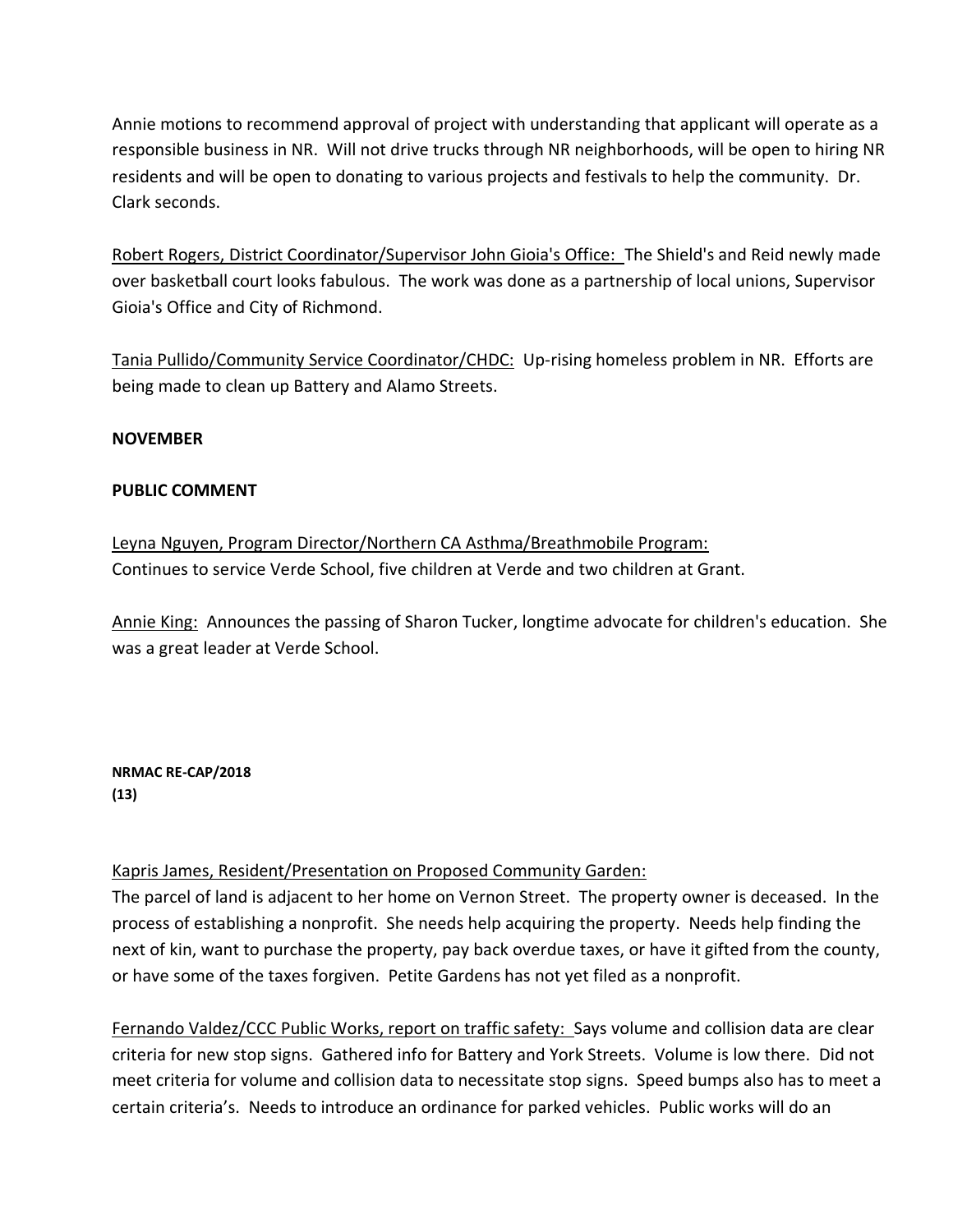Annie motions to recommend approval of project with understanding that applicant will operate as a responsible business in NR. Will not drive trucks through NR neighborhoods, will be open to hiring NR residents and will be open to donating to various projects and festivals to help the community. Dr. Clark seconds.

Robert Rogers, District Coordinator/Supervisor John Gioia's Office: The Shield's and Reid newly made over basketball court looks fabulous. The work was done as a partnership of local unions, Supervisor Gioia's Office and City of Richmond.

Tania Pullido/Community Service Coordinator/CHDC: Up-rising homeless problem in NR. Efforts are being made to clean up Battery and Alamo Streets.

**NOVEMBER**

**PUBLIC COMMENT**

Leyna Nguyen, Program Director/Northern CA Asthma/Breathmobile Program:
Continues to service Verde School, five children at Verde and two children at Grant.

Annie King: Announces the passing of Sharon Tucker, longtime advocate for children's education. She was a great leader at Verde School.

**NRMAC RE-CAP/2018**
**(13)**

Kapris James, Resident/Presentation on Proposed Community Garden:
The parcel of land is adjacent to her home on Vernon Street. The property owner is deceased. In the process of establishing a nonprofit. She needs help acquiring the property. Needs help finding the next of kin, want to purchase the property, pay back overdue taxes, or have it gifted from the county, or have some of the taxes forgiven. Petite Gardens has not yet filed as a nonprofit.

Fernando Valdez/CCC Public Works, report on traffic safety: Says volume and collision data are clear criteria for new stop signs. Gathered info for Battery and York Streets. Volume is low there. Did not meet criteria for volume and collision data to necessitate stop signs. Speed bumps also has to meet a certain criteria's. Needs to introduce an ordinance for parked vehicles. Public works will do an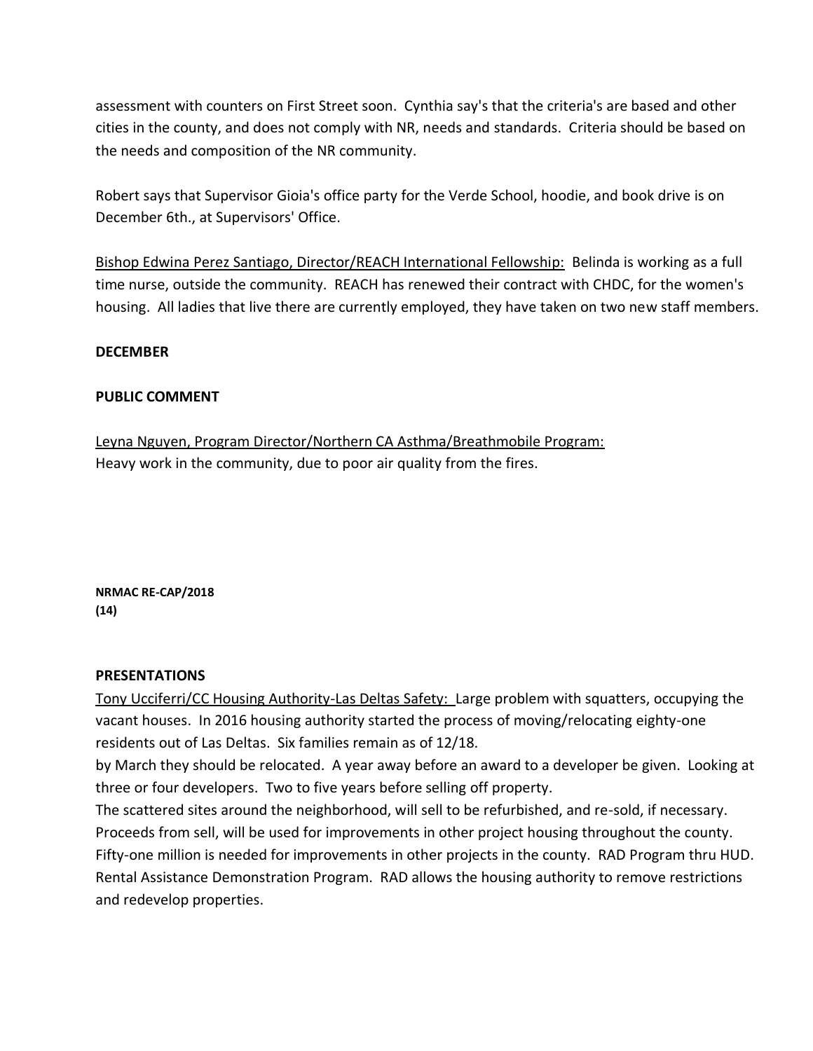assessment with counters on First Street soon. Cynthia say's that the criteria's are based and other cities in the county, and does not comply with NR, needs and standards. Criteria should be based on the needs and composition of the NR community.

Robert says that Supervisor Gioia's office party for the Verde School, hoodie, and book drive is on December 6th., at Supervisors' Office.

Bishop Edwina Perez Santiago, Director/REACH International Fellowship: Belinda is working as a full time nurse, outside the community. REACH has renewed their contract with CHDC, for the women's housing. All ladies that live there are currently employed, they have taken on two new staff members.

**DECEMBER**

**PUBLIC COMMENT**

Leyna Nguyen, Program Director/Northern CA Asthma/Breathmobile Program:
Heavy work in the community, due to poor air quality from the fires.

**PRESENTATIONS**

Tony Ucciferri/CC Housing Authority-Las Deltas Safety: Large problem with squatters, occupying the vacant houses. In 2016 housing authority started the process of moving/relocating eighty-one residents out of Las Deltas. Six families remain as of 12/18.
by March they should be relocated. A year away before an award to a developer be given. Looking at three or four developers. Two to five years before selling off property.
The scattered sites around the neighborhood, will sell to be refurbished, and re-sold, if necessary. Proceeds from sell, will be used for improvements in other project housing throughout the county. Fifty-one million is needed for improvements in other projects in the county. RAD Program thru HUD. Rental Assistance Demonstration Program. RAD allows the housing authority to remove restrictions and redevelop properties.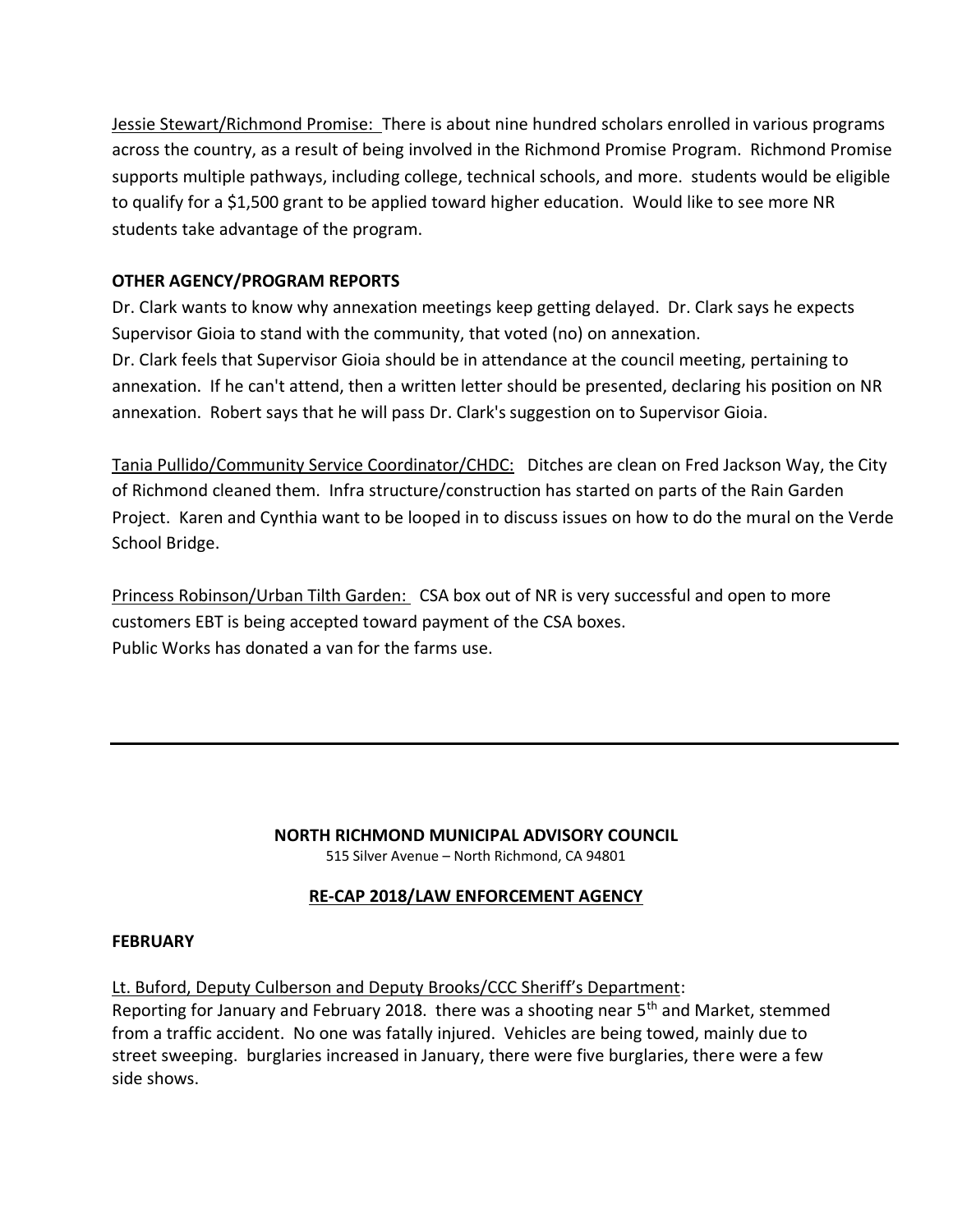Jessie Stewart/Richmond Promise: There is about nine hundred scholars enrolled in various programs across the country, as a result of being involved in the Richmond Promise Program. Richmond Promise supports multiple pathways, including college, technical schools, and more. students would be eligible to qualify for a $1,500 grant to be applied toward higher education. Would like to see more NR students take advantage of the program.

**OTHER AGENCY/PROGRAM REPORTS**

Dr. Clark wants to know why annexation meetings keep getting delayed. Dr. Clark says he expects Supervisor Gioia to stand with the community, that voted (no) on annexation.
Dr. Clark feels that Supervisor Gioia should be in attendance at the council meeting, pertaining to annexation. If he can't attend, then a written letter should be presented, declaring his position on NR annexation. Robert says that he will pass Dr. Clark's suggestion on to Supervisor Gioia.

Tania Pullido/Community Service Coordinator/CHDC: Ditches are clean on Fred Jackson Way, the City of Richmond cleaned them. Infra structure/construction has started on parts of the Rain Garden Project. Karen and Cynthia want to be looped in to discuss issues on how to do the mural on the Verde School Bridge.

Princess Robinson/Urban Tilth Garden: CSA box out of NR is very successful and open to more customers EBT is being accepted toward payment of the CSA boxes.
Public Works has donated a van for the farms use.

---

**NORTH RICHMOND MUNICIPAL ADVISORY COUNCIL**
515 Silver Avenue – North Richmond, CA 94801

**RE-CAP 2018/LAW ENFORCEMENT AGENCY**

**FEBRUARY**

Lt. Buford, Deputy Culberson and Deputy Brooks/CCC Sheriff's Department:
Reporting for January and February 2018. there was a shooting near 5th and Market, stemmed from a traffic accident. No one was fatally injured. Vehicles are being towed, mainly due to street sweeping. burglaries increased in January, there were five burglaries, there were a few side shows.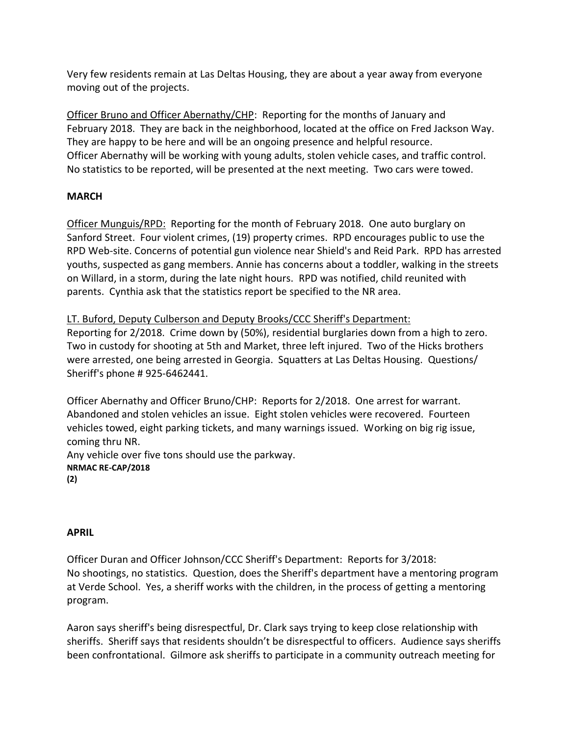Very few residents remain at Las Deltas Housing, they are about a year away from everyone moving out of the projects.

Officer Bruno and Officer Abernathy/CHP: Reporting for the months of January and February 2018. They are back in the neighborhood, located at the office on Fred Jackson Way. They are happy to be here and will be an ongoing presence and helpful resource. Officer Abernathy will be working with young adults, stolen vehicle cases, and traffic control. No statistics to be reported, will be presented at the next meeting. Two cars were towed.

**MARCH**

Officer Munguis/RPD: Reporting for the month of February 2018. One auto burglary on Sanford Street. Four violent crimes, (19) property crimes. RPD encourages public to use the RPD Web-site. Concerns of potential gun violence near Shield's and Reid Park. RPD has arrested youths, suspected as gang members. Annie has concerns about a toddler, walking in the streets on Willard, in a storm, during the late night hours. RPD was notified, child reunited with parents. Cynthia ask that the statistics report be specified to the NR area.

LT. Buford, Deputy Culberson and Deputy Brooks/CCC Sheriff's Department: Reporting for 2/2018. Crime down by (50%), residential burglaries down from a high to zero. Two in custody for shooting at 5th and Market, three left injured. Two of the Hicks brothers were arrested, one being arrested in Georgia. Squatters at Las Deltas Housing. Questions/ Sheriff's phone # 925-6462441.

Officer Abernathy and Officer Bruno/CHP: Reports for 2/2018. One arrest for warrant. Abandoned and stolen vehicles an issue. Eight stolen vehicles were recovered. Fourteen vehicles towed, eight parking tickets, and many warnings issued. Working on big rig issue, coming thru NR.
Any vehicle over five tons should use the parkway.

**APRIL**

Officer Duran and Officer Johnson/CCC Sheriff's Department: Reports for 3/2018: No shootings, no statistics. Question, does the Sheriff's department have a mentoring program at Verde School. Yes, a sheriff works with the children, in the process of getting a mentoring program.

Aaron says sheriff's being disrespectful, Dr. Clark says trying to keep close relationship with sheriffs. Sheriff says that residents shouldn't be disrespectful to officers. Audience says sheriffs been confrontational. Gilmore ask sheriffs to participate in a community outreach meeting for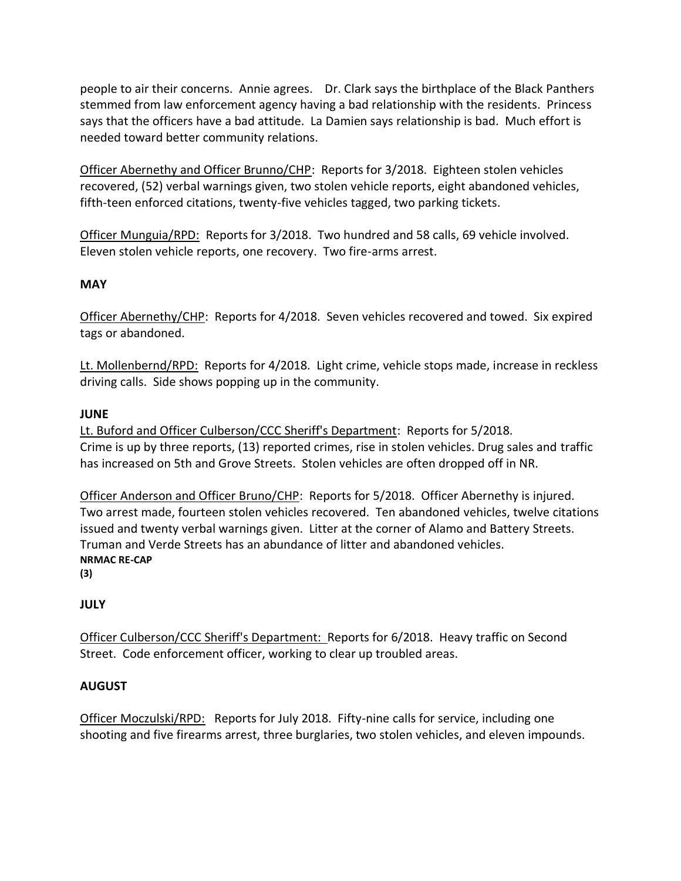people to air their concerns. Annie agrees. Dr. Clark says the birthplace of the Black Panthers stemmed from law enforcement agency having a bad relationship with the residents. Princess says that the officers have a bad attitude. La Damien says relationship is bad. Much effort is needed toward better community relations.

Officer Abernethy and Officer Brunno/CHP: Reports for 3/2018. Eighteen stolen vehicles recovered, (52) verbal warnings given, two stolen vehicle reports, eight abandoned vehicles, fifth-teen enforced citations, twenty-five vehicles tagged, two parking tickets.

Officer Munguia/RPD: Reports for 3/2018. Two hundred and 58 calls, 69 vehicle involved. Eleven stolen vehicle reports, one recovery. Two fire-arms arrest.

**MAY**

Officer Abernethy/CHP: Reports for 4/2018. Seven vehicles recovered and towed. Six expired tags or abandoned.

Lt. Mollenbernd/RPD: Reports for 4/2018. Light crime, vehicle stops made, increase in reckless driving calls. Side shows popping up in the community.

**JUNE**

Lt. Buford and Officer Culberson/CCC Sheriff's Department: Reports for 5/2018. Crime is up by three reports, (13) reported crimes, rise in stolen vehicles. Drug sales and traffic has increased on 5th and Grove Streets. Stolen vehicles are often dropped off in NR.

Officer Anderson and Officer Bruno/CHP: Reports for 5/2018. Officer Abernethy is injured. Two arrest made, fourteen stolen vehicles recovered. Ten abandoned vehicles, twelve citations issued and twenty verbal warnings given. Litter at the corner of Alamo and Battery Streets. Truman and Verde Streets has an abundance of litter and abandoned vehicles.

**NRMAC RE-CAP**
**(3)**

**JULY**

Officer Culberson/CCC Sheriff's Department: Reports for 6/2018. Heavy traffic on Second Street. Code enforcement officer, working to clear up troubled areas.

**AUGUST**

Officer Moczulski/RPD: Reports for July 2018. Fifty-nine calls for service, including one shooting and five firearms arrest, three burglaries, two stolen vehicles, and eleven impounds.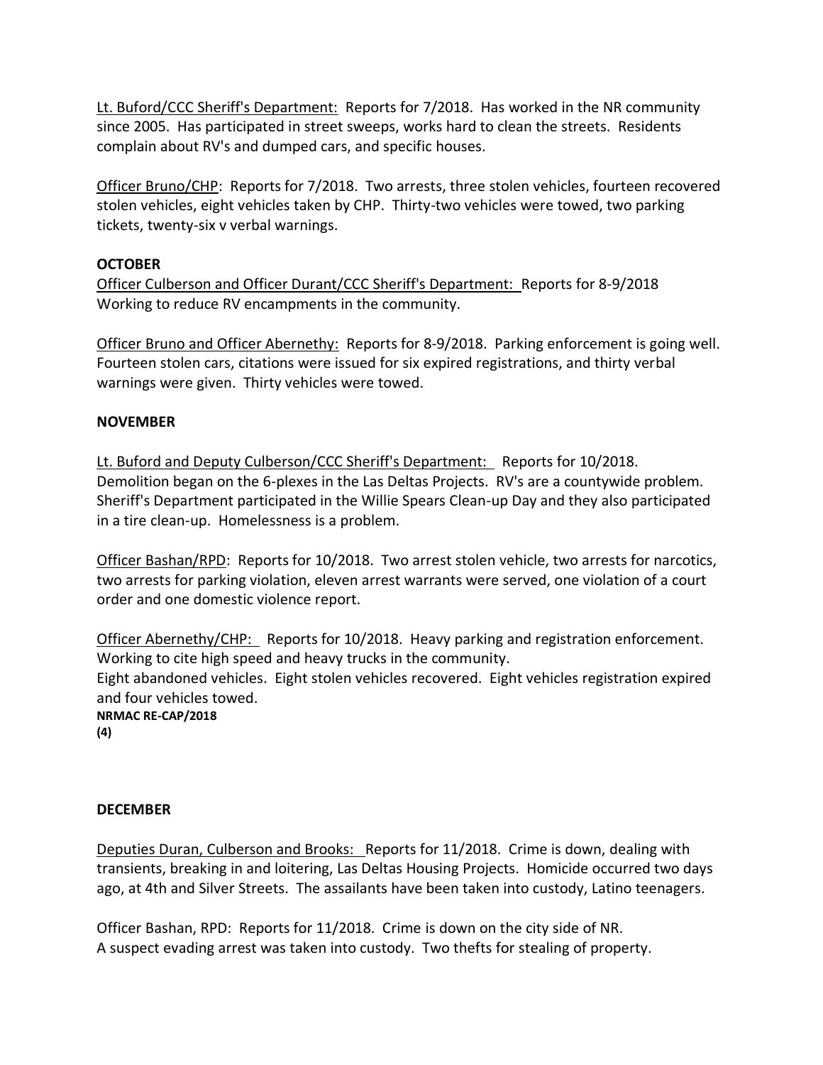Lt. Buford/CCC Sheriff's Department: Reports for 7/2018. Has worked in the NR community since 2005. Has participated in street sweeps, works hard to clean the streets. Residents complain about RV's and dumped cars, and specific houses.

Officer Bruno/CHP: Reports for 7/2018. Two arrests, three stolen vehicles, fourteen recovered stolen vehicles, eight vehicles taken by CHP. Thirty-two vehicles were towed, two parking tickets, twenty-six v verbal warnings.

**OCTOBER**

Officer Culberson and Officer Durant/CCC Sheriff's Department: Reports for 8-9/2018 Working to reduce RV encampments in the community.

Officer Bruno and Officer Abernethy: Reports for 8-9/2018. Parking enforcement is going well. Fourteen stolen cars, citations were issued for six expired registrations, and thirty verbal warnings were given. Thirty vehicles were towed.

**NOVEMBER**

Lt. Buford and Deputy Culberson/CCC Sheriff's Department: Reports for 10/2018. Demolition began on the 6-plexes in the Las Deltas Projects. RV's are a countywide problem. Sheriff's Department participated in the Willie Spears Clean-up Day and they also participated in a tire clean-up. Homelessness is a problem.

Officer Bashan/RPD: Reports for 10/2018. Two arrest stolen vehicle, two arrests for narcotics, two arrests for parking violation, eleven arrest warrants were served, one violation of a court order and one domestic violence report.

Officer Abernethy/CHP: Reports for 10/2018. Heavy parking and registration enforcement. Working to cite high speed and heavy trucks in the community.
Eight abandoned vehicles. Eight stolen vehicles recovered. Eight vehicles registration expired and four vehicles towed.

**DECEMBER**

Deputies Duran, Culberson and Brooks: Reports for 11/2018. Crime is down, dealing with transients, breaking in and loitering, Las Deltas Housing Projects. Homicide occurred two days ago, at 4th and Silver Streets. The assailants have been taken into custody, Latino teenagers.

Officer Bashan, RPD: Reports for 11/2018. Crime is down on the city side of NR.
A suspect evading arrest was taken into custody. Two thefts for stealing of property.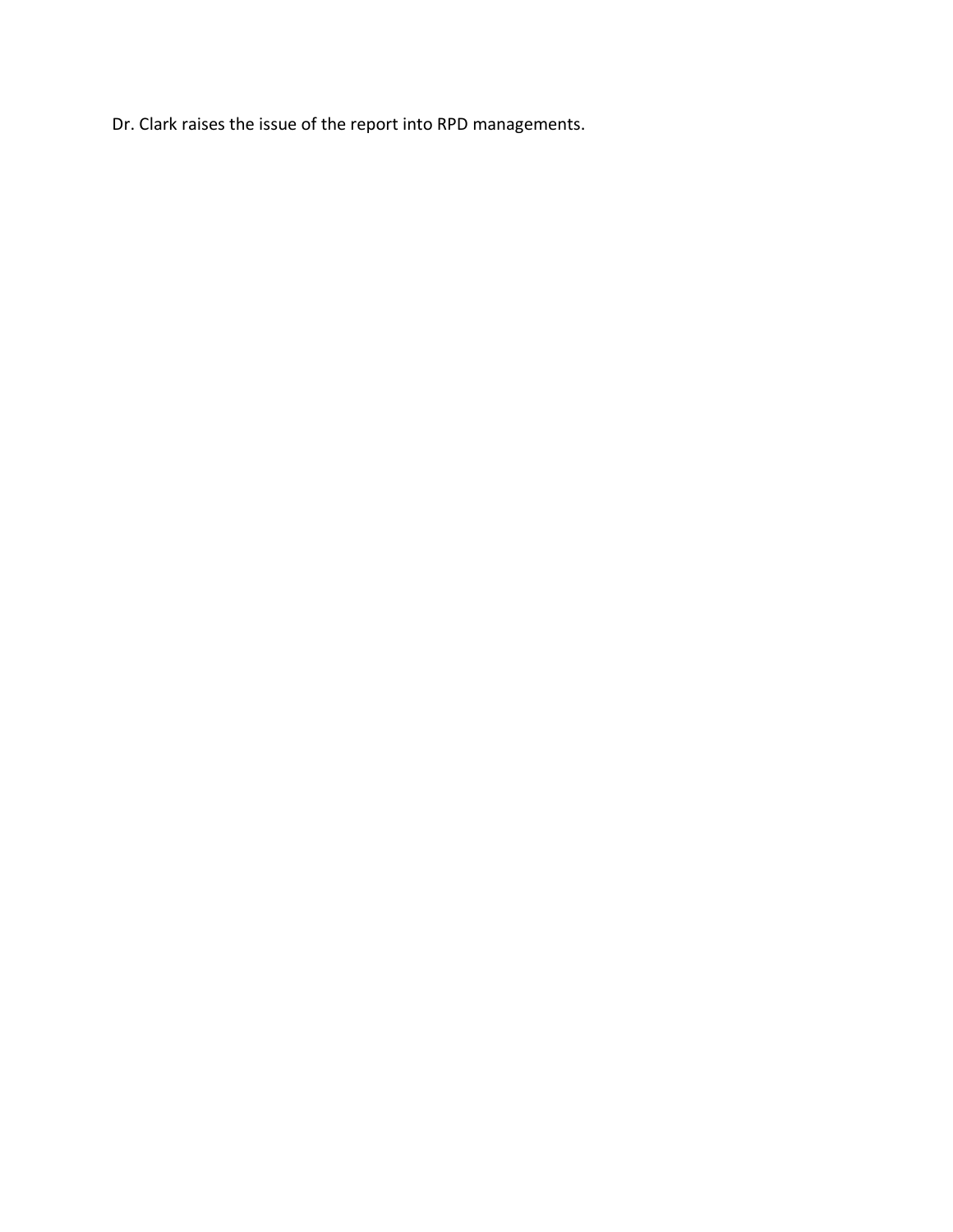Dr. Clark raises the issue of the report into RPD managements.